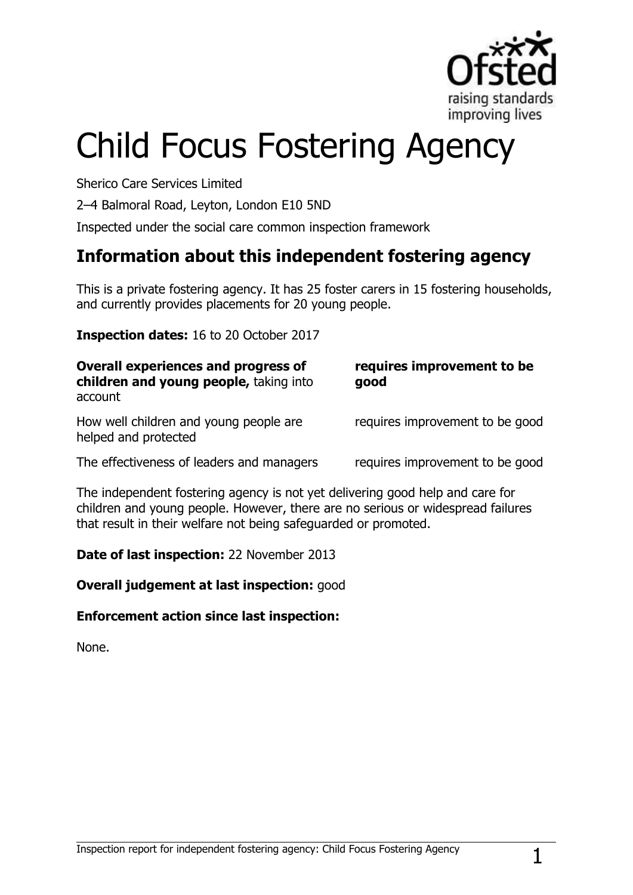# Child Focus Fostering Agency

Sherico Care Services Limited

2–4 Balmoral Road, Leyton, London E10 5ND

Inspected under the social care common inspection framework

## Information about this independent fostering agency

This is a private fostering agency. It has 25 foster carers in 15 fostering households, and currently provides placements for 20 young people.

**Inspection dates:** 16 to 20 October 2017

| | |
|---|---|
| **Overall experiences and progress of children and young people,** taking into account | **requires improvement to be good** |
| How well children and young people are helped and protected | requires improvement to be good |
| The effectiveness of leaders and managers | requires improvement to be good |

The independent fostering agency is not yet delivering good help and care for children and young people. However, there are no serious or widespread failures that result in their welfare not being safeguarded or promoted.

**Date of last inspection:** 22 November 2013

**Overall judgement at last inspection:** good

**Enforcement action since last inspection:**

None.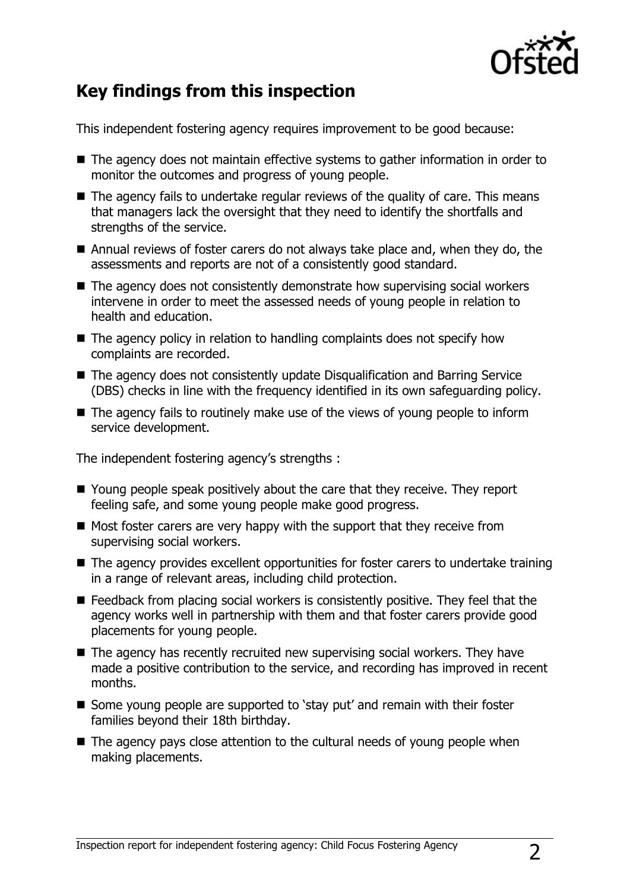## Key findings from this inspection

This independent fostering agency requires improvement to be good because:

- The agency does not maintain effective systems to gather information in order to monitor the outcomes and progress of young people.
- The agency fails to undertake regular reviews of the quality of care. This means that managers lack the oversight that they need to identify the shortfalls and strengths of the service.
- Annual reviews of foster carers do not always take place and, when they do, the assessments and reports are not of a consistently good standard.
- The agency does not consistently demonstrate how supervising social workers intervene in order to meet the assessed needs of young people in relation to health and education.
- The agency policy in relation to handling complaints does not specify how complaints are recorded.
- The agency does not consistently update Disqualification and Barring Service (DBS) checks in line with the frequency identified in its own safeguarding policy.
- The agency fails to routinely make use of the views of young people to inform service development.

The independent fostering agency's strengths :

- Young people speak positively about the care that they receive. They report feeling safe, and some young people make good progress.
- Most foster carers are very happy with the support that they receive from supervising social workers.
- The agency provides excellent opportunities for foster carers to undertake training in a range of relevant areas, including child protection.
- Feedback from placing social workers is consistently positive. They feel that the agency works well in partnership with them and that foster carers provide good placements for young people.
- The agency has recently recruited new supervising social workers. They have made a positive contribution to the service, and recording has improved in recent months.
- Some young people are supported to 'stay put' and remain with their foster families beyond their 18th birthday.
- The agency pays close attention to the cultural needs of young people when making placements.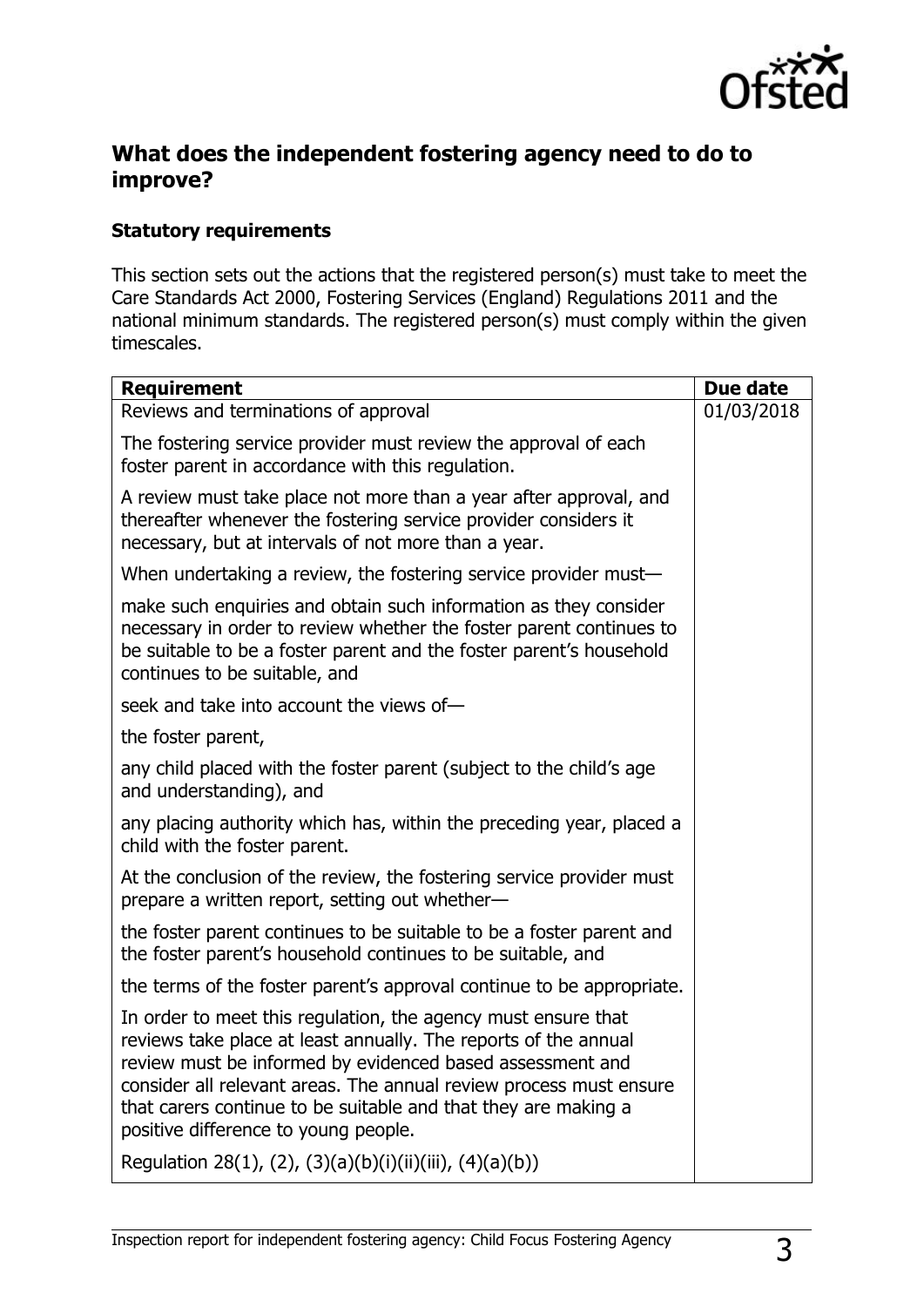## What does the independent fostering agency need to do to improve?

### Statutory requirements

This section sets out the actions that the registered person(s) must take to meet the Care Standards Act 2000, Fostering Services (England) Regulations 2011 and the national minimum standards. The registered person(s) must comply within the given timescales.

| Requirement | Due date |
| --- | --- |
| Reviews and terminations of approval<br><br>The fostering service provider must review the approval of each foster parent in accordance with this regulation.<br><br>A review must take place not more than a year after approval, and thereafter whenever the fostering service provider considers it necessary, but at intervals of not more than a year.<br><br>When undertaking a review, the fostering service provider must—<br><br>make such enquiries and obtain such information as they consider necessary in order to review whether the foster parent continues to be suitable to be a foster parent and the foster parent's household continues to be suitable, and<br><br>seek and take into account the views of—<br><br>the foster parent,<br><br>any child placed with the foster parent (subject to the child's age and understanding), and<br><br>any placing authority which has, within the preceding year, placed a child with the foster parent.<br><br>At the conclusion of the review, the fostering service provider must prepare a written report, setting out whether—<br><br>the foster parent continues to be suitable to be a foster parent and the foster parent's household continues to be suitable, and<br><br>the terms of the foster parent's approval continue to be appropriate.<br><br>In order to meet this regulation, the agency must ensure that reviews take place at least annually. The reports of the annual review must be informed by evidenced based assessment and consider all relevant areas. The annual review process must ensure that carers continue to be suitable and that they are making a positive difference to young people.<br><br>Regulation 28(1), (2), (3)(a)(b)(i)(ii)(iii), (4)(a)(b)) | 01/03/2018 |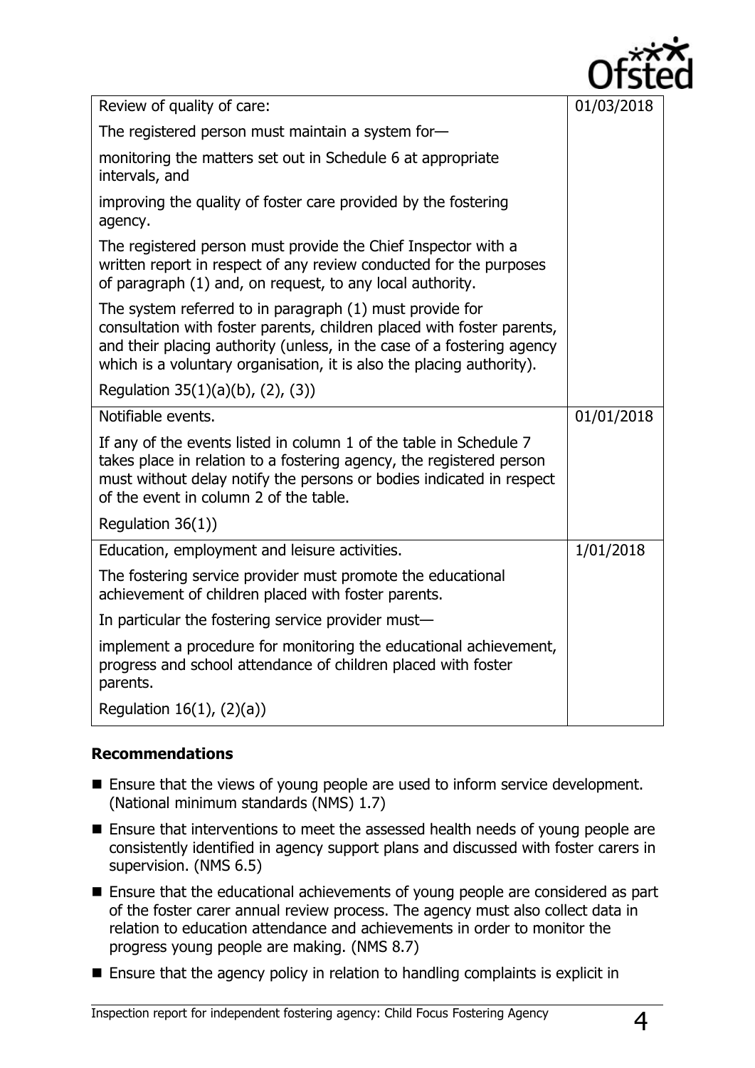| | |
|---|---|
| Review of quality of care:<br><br>The registered person must maintain a system for—<br><br>monitoring the matters set out in Schedule 6 at appropriate intervals, and<br><br>improving the quality of foster care provided by the fostering agency.<br><br>The registered person must provide the Chief Inspector with a written report in respect of any review conducted for the purposes of paragraph (1) and, on request, to any local authority.<br><br>The system referred to in paragraph (1) must provide for consultation with foster parents, children placed with foster parents, and their placing authority (unless, in the case of a fostering agency which is a voluntary organisation, it is also the placing authority).<br><br>Regulation 35(1)(a)(b), (2), (3)) | 01/03/2018 |
| Notifiable events.<br><br>If any of the events listed in column 1 of the table in Schedule 7 takes place in relation to a fostering agency, the registered person must without delay notify the persons or bodies indicated in respect of the event in column 2 of the table.<br><br>Regulation 36(1)) | 01/01/2018 |
| Education, employment and leisure activities.<br><br>The fostering service provider must promote the educational achievement of children placed with foster parents.<br><br>In particular the fostering service provider must—<br><br>implement a procedure for monitoring the educational achievement, progress and school attendance of children placed with foster parents.<br><br>Regulation 16(1), (2)(a)) | 1/01/2018 |

**Recommendations**

- Ensure that the views of young people are used to inform service development. (National minimum standards (NMS) 1.7)
- Ensure that interventions to meet the assessed health needs of young people are consistently identified in agency support plans and discussed with foster carers in supervision. (NMS 6.5)
- Ensure that the educational achievements of young people are considered as part of the foster carer annual review process. The agency must also collect data in relation to education attendance and achievements in order to monitor the progress young people are making. (NMS 8.7)
- Ensure that the agency policy in relation to handling complaints is explicit in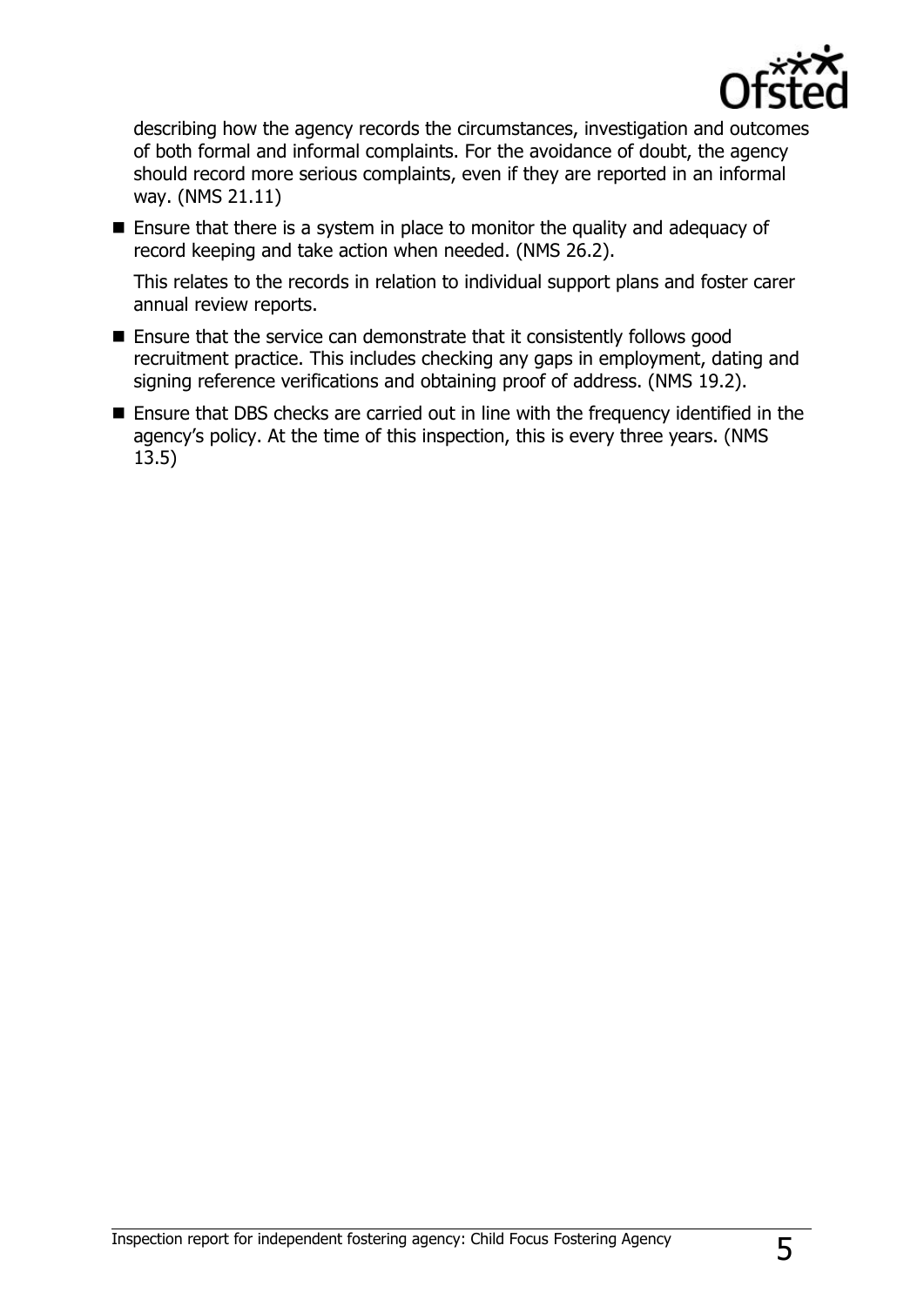describing how the agency records the circumstances, investigation and outcomes of both formal and informal complaints. For the avoidance of doubt, the agency should record more serious complaints, even if they are reported in an informal way. (NMS 21.11)

- Ensure that there is a system in place to monitor the quality and adequacy of record keeping and take action when needed. (NMS 26.2).

  This relates to the records in relation to individual support plans and foster carer annual review reports.

- Ensure that the service can demonstrate that it consistently follows good recruitment practice. This includes checking any gaps in employment, dating and signing reference verifications and obtaining proof of address. (NMS 19.2).
- Ensure that DBS checks are carried out in line with the frequency identified in the agency's policy. At the time of this inspection, this is every three years. (NMS 13.5)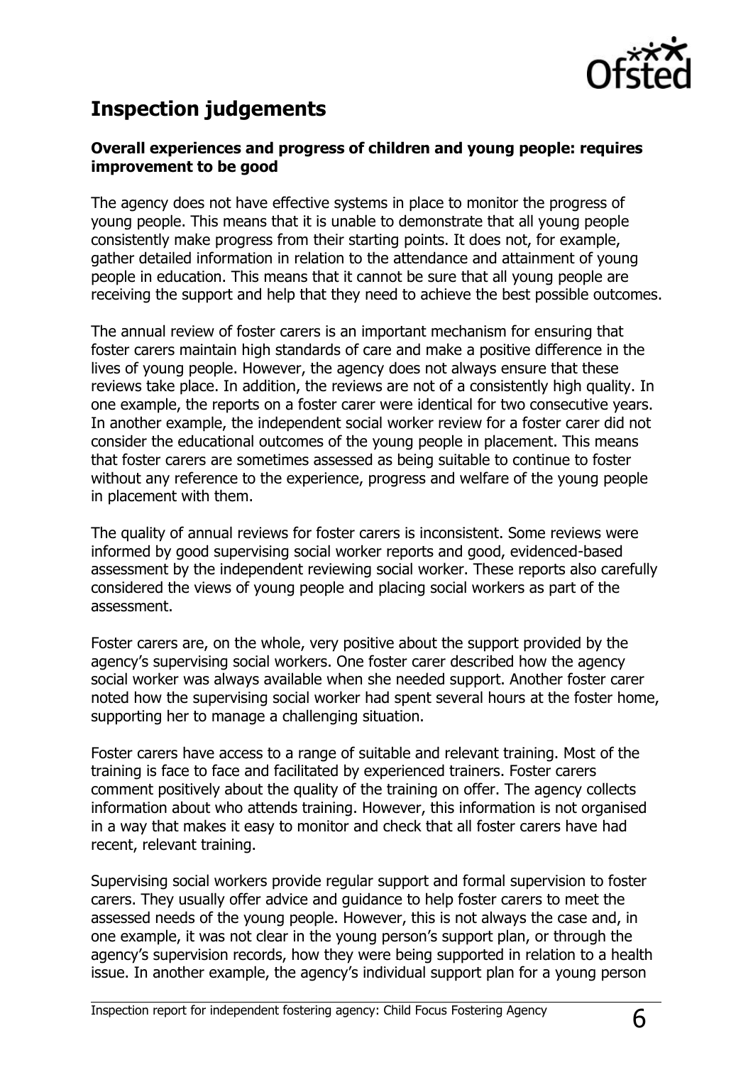## Inspection judgements

**Overall experiences and progress of children and young people: requires improvement to be good**

The agency does not have effective systems in place to monitor the progress of young people. This means that it is unable to demonstrate that all young people consistently make progress from their starting points. It does not, for example, gather detailed information in relation to the attendance and attainment of young people in education. This means that it cannot be sure that all young people are receiving the support and help that they need to achieve the best possible outcomes.

The annual review of foster carers is an important mechanism for ensuring that foster carers maintain high standards of care and make a positive difference in the lives of young people. However, the agency does not always ensure that these reviews take place. In addition, the reviews are not of a consistently high quality. In one example, the reports on a foster carer were identical for two consecutive years. In another example, the independent social worker review for a foster carer did not consider the educational outcomes of the young people in placement. This means that foster carers are sometimes assessed as being suitable to continue to foster without any reference to the experience, progress and welfare of the young people in placement with them.

The quality of annual reviews for foster carers is inconsistent. Some reviews were informed by good supervising social worker reports and good, evidenced-based assessment by the independent reviewing social worker. These reports also carefully considered the views of young people and placing social workers as part of the assessment.

Foster carers are, on the whole, very positive about the support provided by the agency's supervising social workers. One foster carer described how the agency social worker was always available when she needed support. Another foster carer noted how the supervising social worker had spent several hours at the foster home, supporting her to manage a challenging situation.

Foster carers have access to a range of suitable and relevant training. Most of the training is face to face and facilitated by experienced trainers. Foster carers comment positively about the quality of the training on offer. The agency collects information about who attends training. However, this information is not organised in a way that makes it easy to monitor and check that all foster carers have had recent, relevant training.

Supervising social workers provide regular support and formal supervision to foster carers. They usually offer advice and guidance to help foster carers to meet the assessed needs of the young people. However, this is not always the case and, in one example, it was not clear in the young person's support plan, or through the agency's supervision records, how they were being supported in relation to a health issue. In another example, the agency's individual support plan for a young person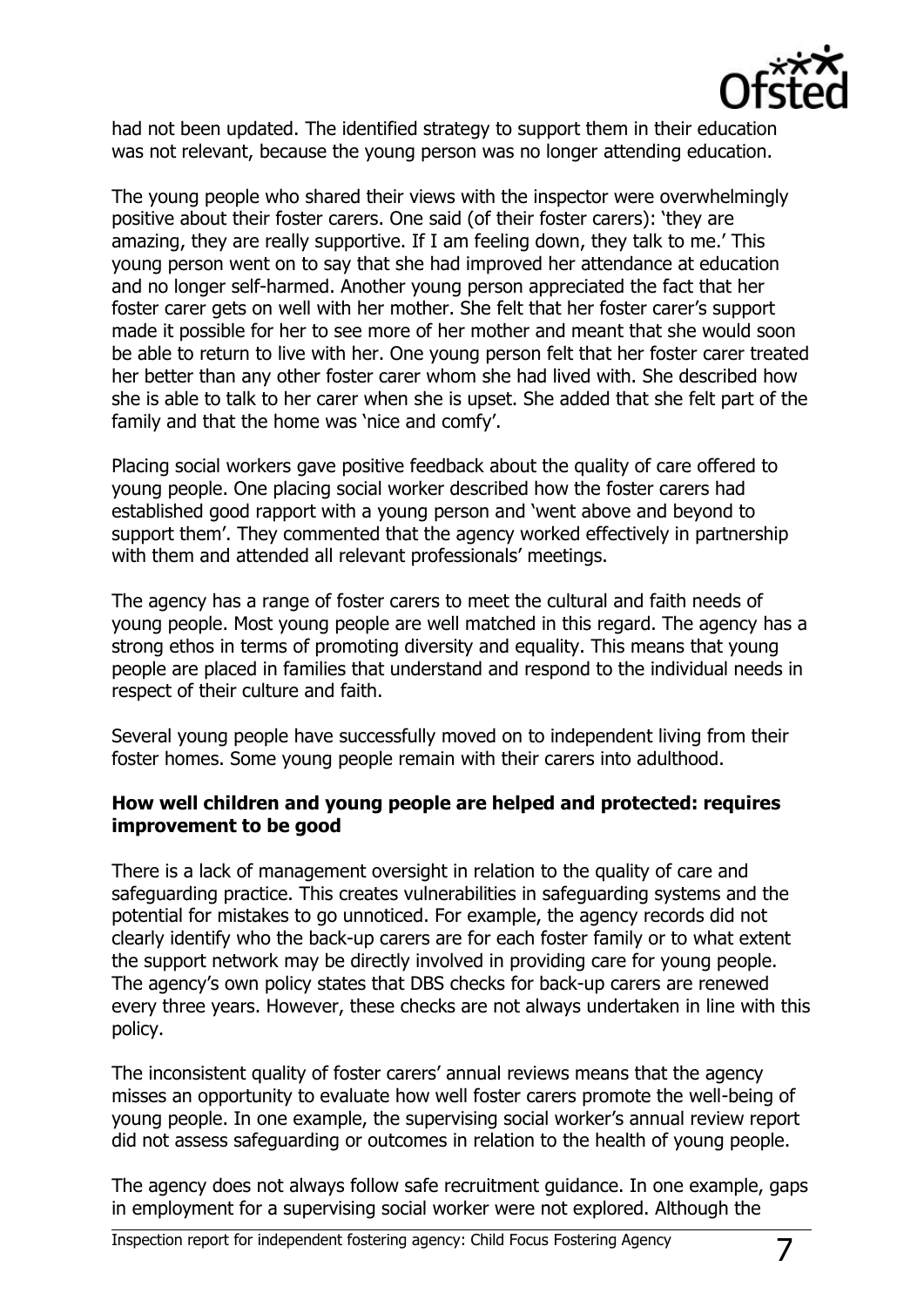had not been updated. The identified strategy to support them in their education was not relevant, because the young person was no longer attending education.

The young people who shared their views with the inspector were overwhelmingly positive about their foster carers. One said (of their foster carers): 'they are amazing, they are really supportive. If I am feeling down, they talk to me.' This young person went on to say that she had improved her attendance at education and no longer self-harmed. Another young person appreciated the fact that her foster carer gets on well with her mother. She felt that her foster carer's support made it possible for her to see more of her mother and meant that she would soon be able to return to live with her. One young person felt that her foster carer treated her better than any other foster carer whom she had lived with. She described how she is able to talk to her carer when she is upset. She added that she felt part of the family and that the home was 'nice and comfy'.

Placing social workers gave positive feedback about the quality of care offered to young people. One placing social worker described how the foster carers had established good rapport with a young person and 'went above and beyond to support them'. They commented that the agency worked effectively in partnership with them and attended all relevant professionals' meetings.

The agency has a range of foster carers to meet the cultural and faith needs of young people. Most young people are well matched in this regard. The agency has a strong ethos in terms of promoting diversity and equality. This means that young people are placed in families that understand and respond to the individual needs in respect of their culture and faith.

Several young people have successfully moved on to independent living from their foster homes. Some young people remain with their carers into adulthood.

**How well children and young people are helped and protected: requires improvement to be good**

There is a lack of management oversight in relation to the quality of care and safeguarding practice. This creates vulnerabilities in safeguarding systems and the potential for mistakes to go unnoticed. For example, the agency records did not clearly identify who the back-up carers are for each foster family or to what extent the support network may be directly involved in providing care for young people. The agency's own policy states that DBS checks for back-up carers are renewed every three years. However, these checks are not always undertaken in line with this policy.

The inconsistent quality of foster carers' annual reviews means that the agency misses an opportunity to evaluate how well foster carers promote the well-being of young people. In one example, the supervising social worker's annual review report did not assess safeguarding or outcomes in relation to the health of young people.

The agency does not always follow safe recruitment guidance. In one example, gaps in employment for a supervising social worker were not explored. Although the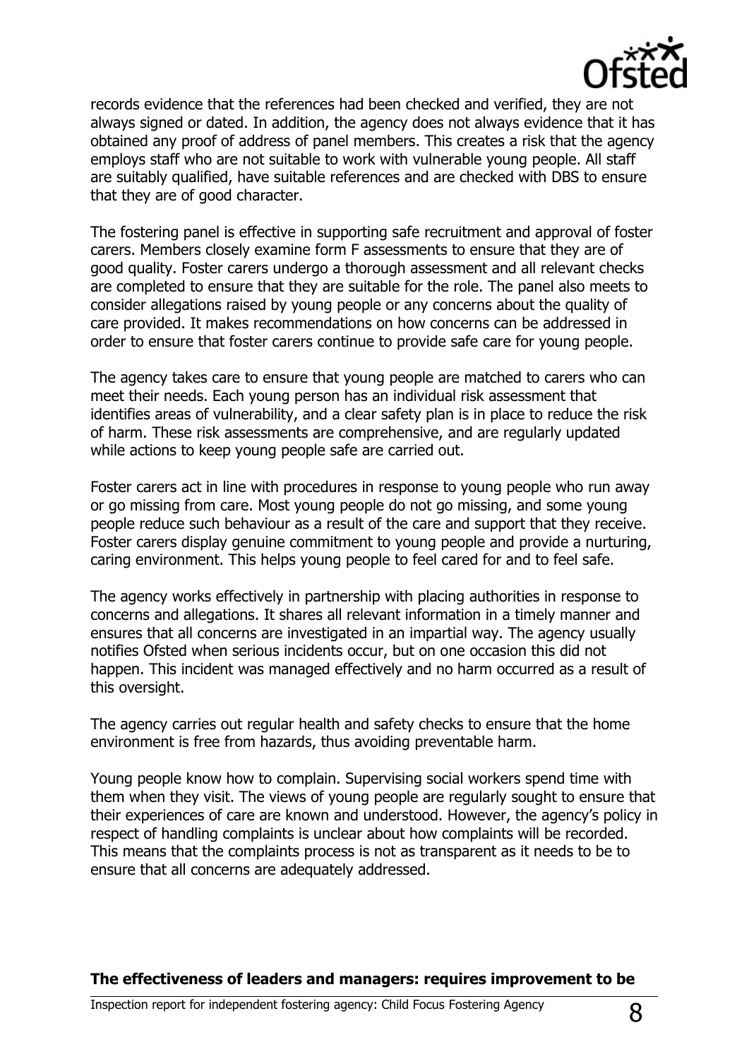records evidence that the references had been checked and verified, they are not always signed or dated. In addition, the agency does not always evidence that it has obtained any proof of address of panel members. This creates a risk that the agency employs staff who are not suitable to work with vulnerable young people. All staff are suitably qualified, have suitable references and are checked with DBS to ensure that they are of good character.

The fostering panel is effective in supporting safe recruitment and approval of foster carers. Members closely examine form F assessments to ensure that they are of good quality. Foster carers undergo a thorough assessment and all relevant checks are completed to ensure that they are suitable for the role. The panel also meets to consider allegations raised by young people or any concerns about the quality of care provided. It makes recommendations on how concerns can be addressed in order to ensure that foster carers continue to provide safe care for young people.

The agency takes care to ensure that young people are matched to carers who can meet their needs. Each young person has an individual risk assessment that identifies areas of vulnerability, and a clear safety plan is in place to reduce the risk of harm. These risk assessments are comprehensive, and are regularly updated while actions to keep young people safe are carried out.

Foster carers act in line with procedures in response to young people who run away or go missing from care. Most young people do not go missing, and some young people reduce such behaviour as a result of the care and support that they receive. Foster carers display genuine commitment to young people and provide a nurturing, caring environment. This helps young people to feel cared for and to feel safe.

The agency works effectively in partnership with placing authorities in response to concerns and allegations. It shares all relevant information in a timely manner and ensures that all concerns are investigated in an impartial way. The agency usually notifies Ofsted when serious incidents occur, but on one occasion this did not happen. This incident was managed effectively and no harm occurred as a result of this oversight.

The agency carries out regular health and safety checks to ensure that the home environment is free from hazards, thus avoiding preventable harm.

Young people know how to complain. Supervising social workers spend time with them when they visit. The views of young people are regularly sought to ensure that their experiences of care are known and understood. However, the agency's policy in respect of handling complaints is unclear about how complaints will be recorded. This means that the complaints process is not as transparent as it needs to be to ensure that all concerns are adequately addressed.

**The effectiveness of leaders and managers: requires improvement to be**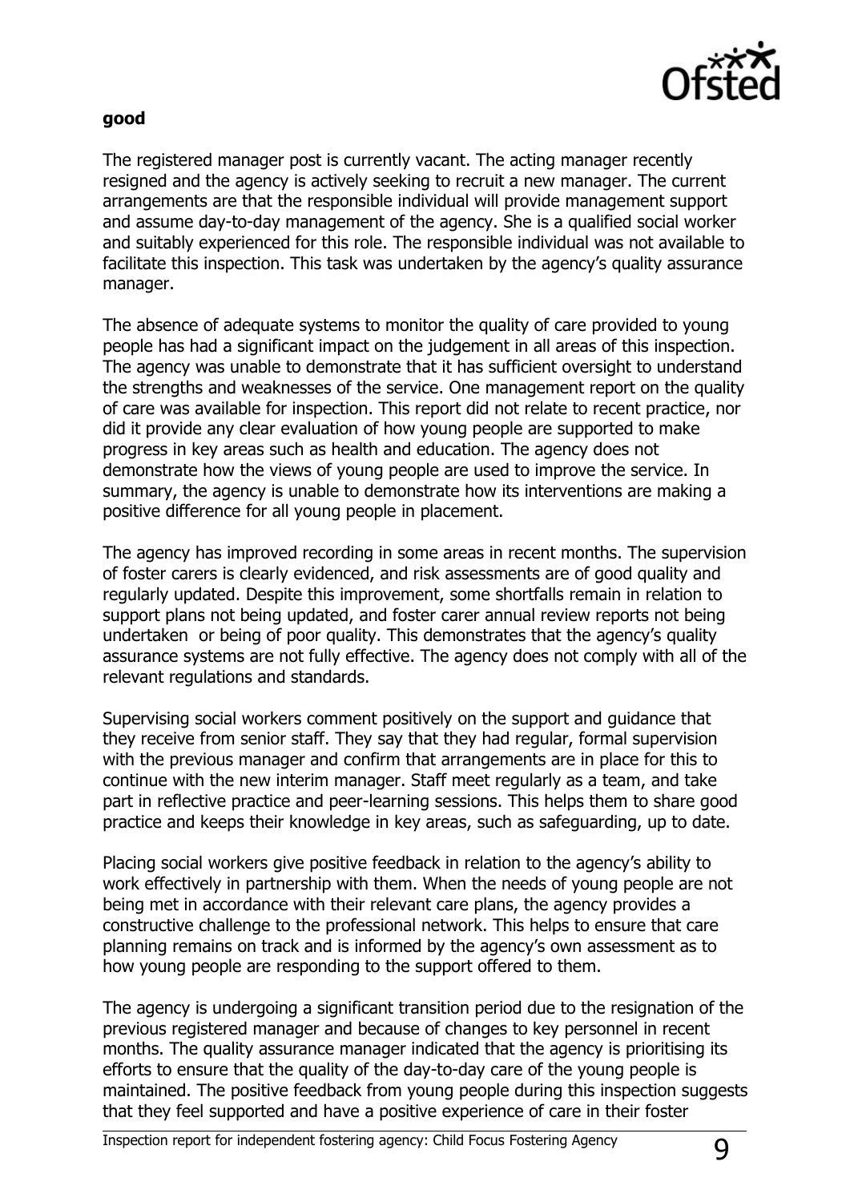**good**

The registered manager post is currently vacant. The acting manager recently resigned and the agency is actively seeking to recruit a new manager. The current arrangements are that the responsible individual will provide management support and assume day-to-day management of the agency. She is a qualified social worker and suitably experienced for this role. The responsible individual was not available to facilitate this inspection. This task was undertaken by the agency's quality assurance manager.

The absence of adequate systems to monitor the quality of care provided to young people has had a significant impact on the judgement in all areas of this inspection. The agency was unable to demonstrate that it has sufficient oversight to understand the strengths and weaknesses of the service. One management report on the quality of care was available for inspection. This report did not relate to recent practice, nor did it provide any clear evaluation of how young people are supported to make progress in key areas such as health and education. The agency does not demonstrate how the views of young people are used to improve the service. In summary, the agency is unable to demonstrate how its interventions are making a positive difference for all young people in placement.

The agency has improved recording in some areas in recent months. The supervision of foster carers is clearly evidenced, and risk assessments are of good quality and regularly updated. Despite this improvement, some shortfalls remain in relation to support plans not being updated, and foster carer annual review reports not being undertaken or being of poor quality. This demonstrates that the agency's quality assurance systems are not fully effective. The agency does not comply with all of the relevant regulations and standards.

Supervising social workers comment positively on the support and guidance that they receive from senior staff. They say that they had regular, formal supervision with the previous manager and confirm that arrangements are in place for this to continue with the new interim manager. Staff meet regularly as a team, and take part in reflective practice and peer-learning sessions. This helps them to share good practice and keeps their knowledge in key areas, such as safeguarding, up to date.

Placing social workers give positive feedback in relation to the agency's ability to work effectively in partnership with them. When the needs of young people are not being met in accordance with their relevant care plans, the agency provides a constructive challenge to the professional network. This helps to ensure that care planning remains on track and is informed by the agency's own assessment as to how young people are responding to the support offered to them.

The agency is undergoing a significant transition period due to the resignation of the previous registered manager and because of changes to key personnel in recent months. The quality assurance manager indicated that the agency is prioritising its efforts to ensure that the quality of the day-to-day care of the young people is maintained. The positive feedback from young people during this inspection suggests that they feel supported and have a positive experience of care in their foster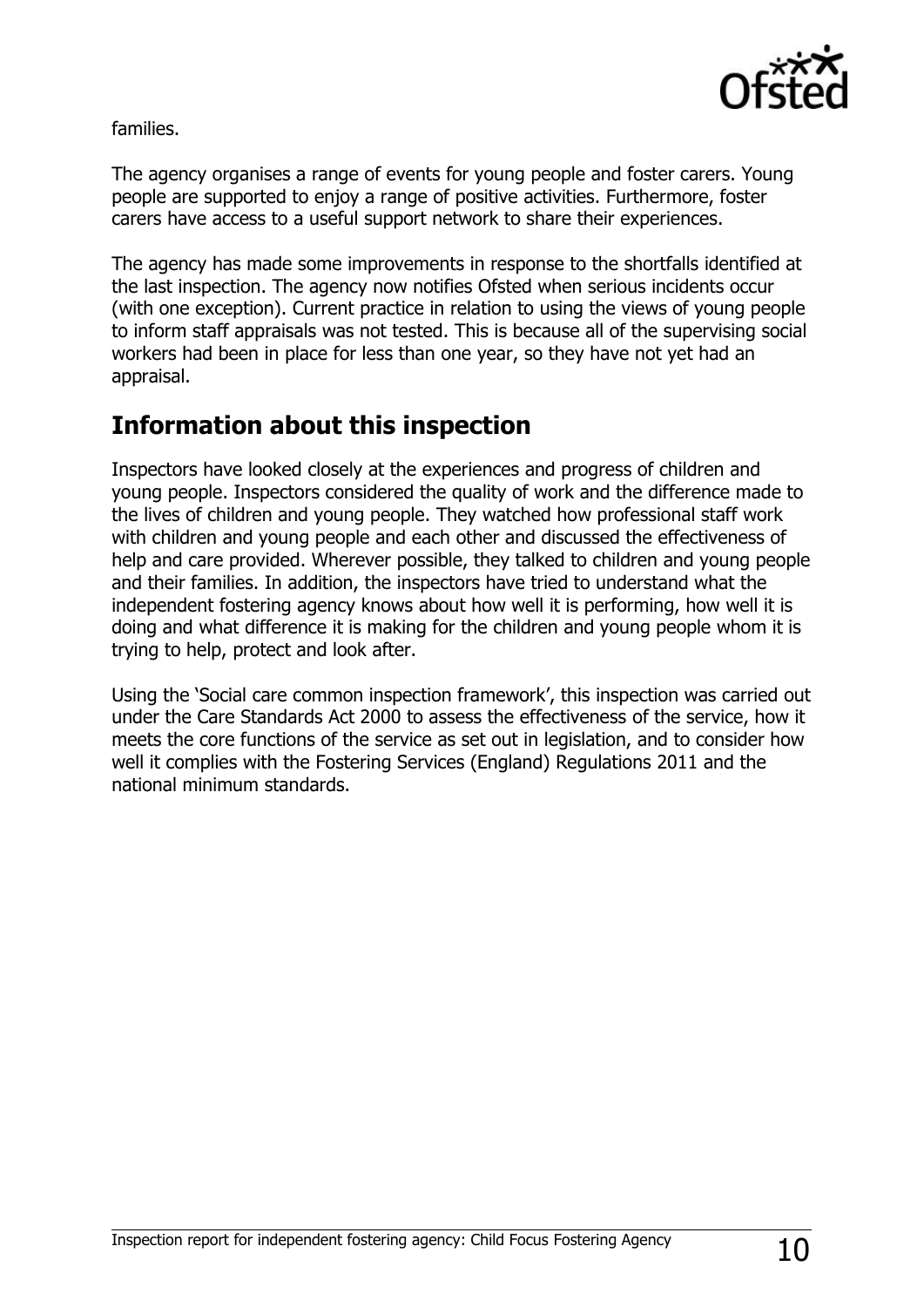families.

The agency organises a range of events for young people and foster carers. Young people are supported to enjoy a range of positive activities. Furthermore, foster carers have access to a useful support network to share their experiences.

The agency has made some improvements in response to the shortfalls identified at the last inspection. The agency now notifies Ofsted when serious incidents occur (with one exception). Current practice in relation to using the views of young people to inform staff appraisals was not tested. This is because all of the supervising social workers had been in place for less than one year, so they have not yet had an appraisal.

## Information about this inspection

Inspectors have looked closely at the experiences and progress of children and young people. Inspectors considered the quality of work and the difference made to the lives of children and young people. They watched how professional staff work with children and young people and each other and discussed the effectiveness of help and care provided. Wherever possible, they talked to children and young people and their families. In addition, the inspectors have tried to understand what the independent fostering agency knows about how well it is performing, how well it is doing and what difference it is making for the children and young people whom it is trying to help, protect and look after.

Using the 'Social care common inspection framework', this inspection was carried out under the Care Standards Act 2000 to assess the effectiveness of the service, how it meets the core functions of the service as set out in legislation, and to consider how well it complies with the Fostering Services (England) Regulations 2011 and the national minimum standards.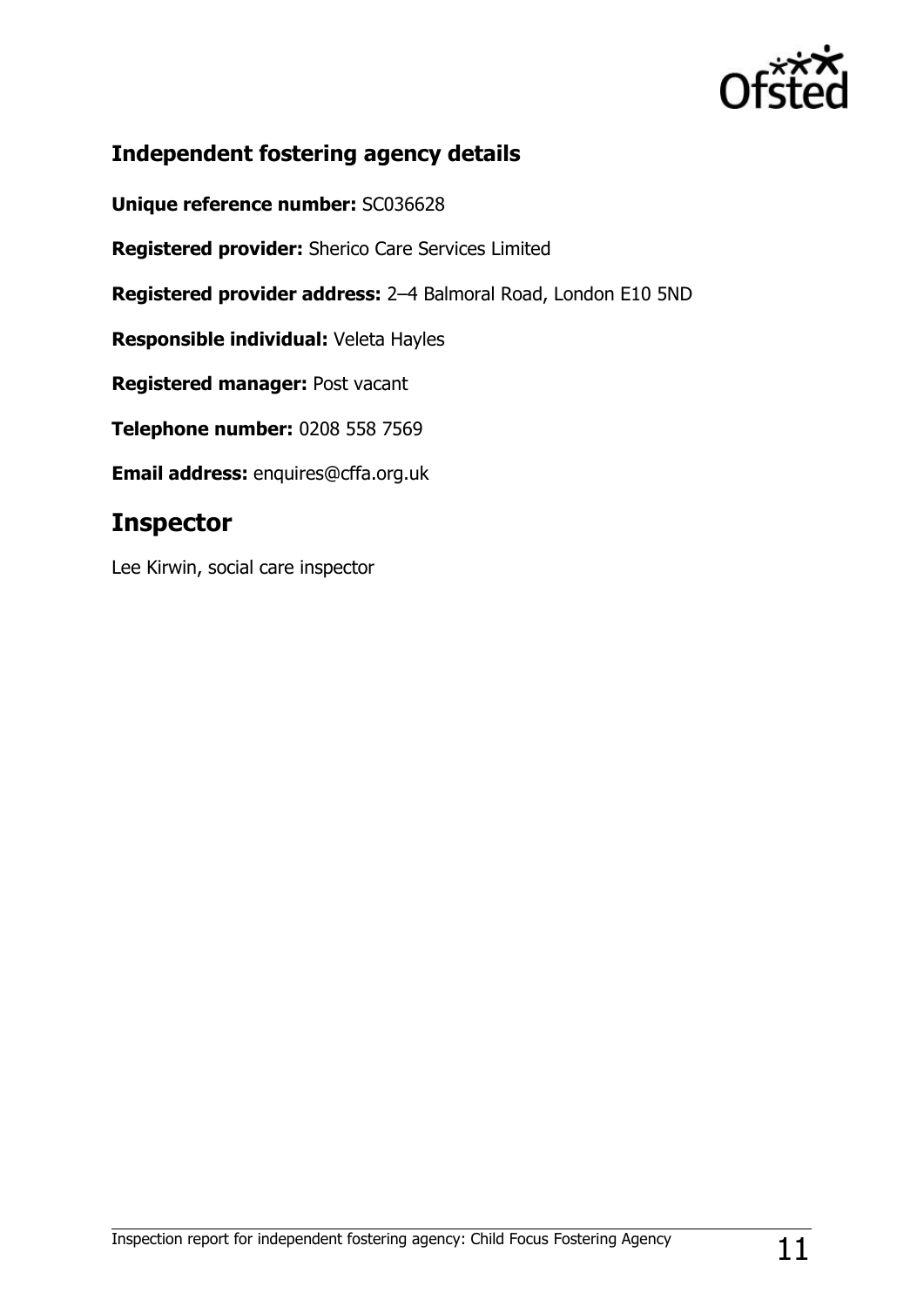## Independent fostering agency details

**Unique reference number:** SC036628

**Registered provider:** Sherico Care Services Limited

**Registered provider address:** 2–4 Balmoral Road, London E10 5ND

**Responsible individual:** Veleta Hayles

**Registered manager:** Post vacant

**Telephone number:** 0208 558 7569

**Email address:** enquires@cffa.org.uk

# Inspector

Lee Kirwin, social care inspector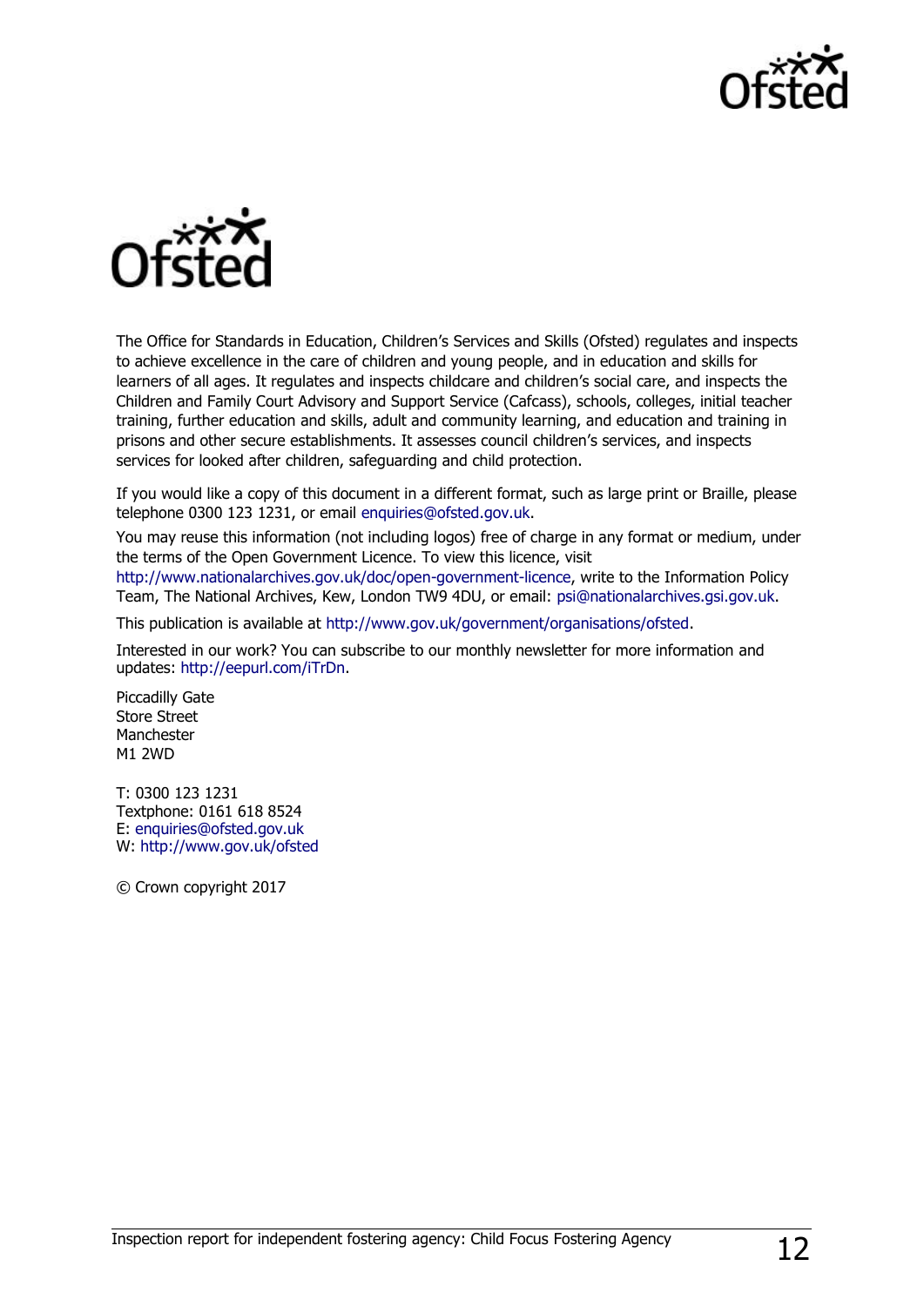The Office for Standards in Education, Children's Services and Skills (Ofsted) regulates and inspects to achieve excellence in the care of children and young people, and in education and skills for learners of all ages. It regulates and inspects childcare and children's social care, and inspects the Children and Family Court Advisory and Support Service (Cafcass), schools, colleges, initial teacher training, further education and skills, adult and community learning, and education and training in prisons and other secure establishments. It assesses council children's services, and inspects services for looked after children, safeguarding and child protection.

If you would like a copy of this document in a different format, such as large print or Braille, please telephone 0300 123 1231, or email enquiries@ofsted.gov.uk.

You may reuse this information (not including logos) free of charge in any format or medium, under the terms of the Open Government Licence. To view this licence, visit http://www.nationalarchives.gov.uk/doc/open-government-licence, write to the Information Policy Team, The National Archives, Kew, London TW9 4DU, or email: psi@nationalarchives.gsi.gov.uk.

This publication is available at http://www.gov.uk/government/organisations/ofsted.

Interested in our work? You can subscribe to our monthly newsletter for more information and updates: http://eepurl.com/iTrDn.

Piccadilly Gate
Store Street
Manchester
M1 2WD

T: 0300 123 1231
Textphone: 0161 618 8524
E: enquiries@ofsted.gov.uk
W: http://www.gov.uk/ofsted

© Crown copyright 2017